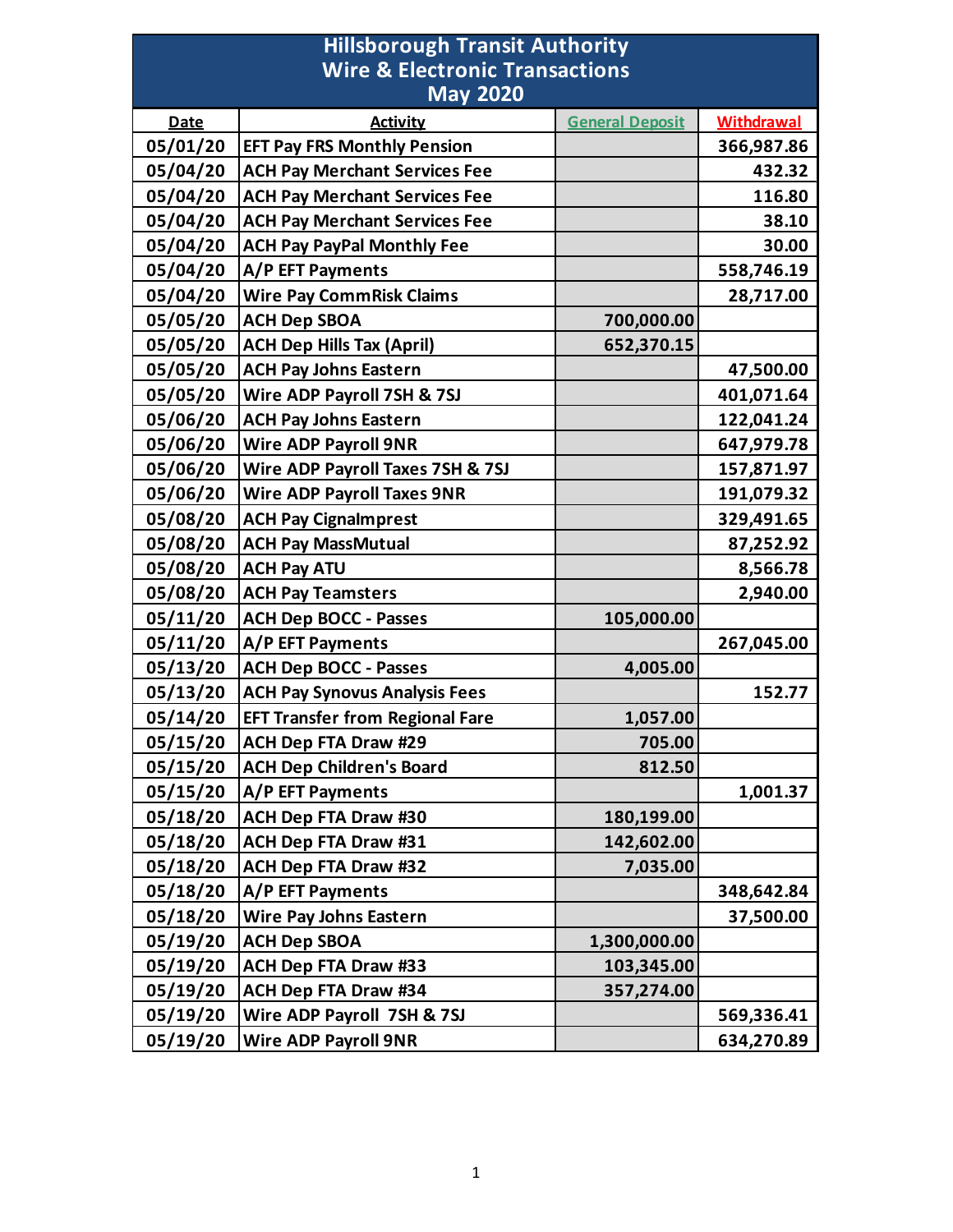# Hillsborough Transit Authority
## Wire & Electronic Transactions
## May 2020

| Date | Activity | General Deposit | Withdrawal |
|---|---|---|---|
| 05/01/20 | EFT Pay FRS Monthly Pension | | 366,987.86 |
| 05/04/20 | ACH Pay Merchant Services Fee | | 432.32 |
| 05/04/20 | ACH Pay Merchant Services Fee | | 116.80 |
| 05/04/20 | ACH Pay Merchant Services Fee | | 38.10 |
| 05/04/20 | ACH Pay PayPal Monthly Fee | | 30.00 |
| 05/04/20 | A/P EFT Payments | | 558,746.19 |
| 05/04/20 | Wire Pay CommRisk Claims | | 28,717.00 |
| 05/05/20 | ACH Dep SBOA | 700,000.00 | |
| 05/05/20 | ACH Dep Hills Tax (April) | 652,370.15 | |
| 05/05/20 | ACH Pay Johns Eastern | | 47,500.00 |
| 05/05/20 | Wire ADP Payroll 7SH & 7SJ | | 401,071.64 |
| 05/06/20 | ACH Pay Johns Eastern | | 122,041.24 |
| 05/06/20 | Wire ADP Payroll 9NR | | 647,979.78 |
| 05/06/20 | Wire ADP Payroll Taxes 7SH & 7SJ | | 157,871.97 |
| 05/06/20 | Wire ADP Payroll Taxes 9NR | | 191,079.32 |
| 05/08/20 | ACH Pay CignaImprest | | 329,491.65 |
| 05/08/20 | ACH Pay MassMutual | | 87,252.92 |
| 05/08/20 | ACH Pay ATU | | 8,566.78 |
| 05/08/20 | ACH Pay Teamsters | | 2,940.00 |
| 05/11/20 | ACH Dep BOCC - Passes | 105,000.00 | |
| 05/11/20 | A/P EFT Payments | | 267,045.00 |
| 05/13/20 | ACH Dep BOCC - Passes | 4,005.00 | |
| 05/13/20 | ACH Pay Synovus Analysis Fees | | 152.77 |
| 05/14/20 | EFT Transfer from Regional Fare | 1,057.00 | |
| 05/15/20 | ACH Dep FTA Draw #29 | 705.00 | |
| 05/15/20 | ACH Dep Children's Board | 812.50 | |
| 05/15/20 | A/P EFT Payments | | 1,001.37 |
| 05/18/20 | ACH Dep FTA Draw #30 | 180,199.00 | |
| 05/18/20 | ACH Dep FTA Draw #31 | 142,602.00 | |
| 05/18/20 | ACH Dep FTA Draw #32 | 7,035.00 | |
| 05/18/20 | A/P EFT Payments | | 348,642.84 |
| 05/18/20 | Wire Pay Johns Eastern | | 37,500.00 |
| 05/19/20 | ACH Dep SBOA | 1,300,000.00 | |
| 05/19/20 | ACH Dep FTA Draw #33 | 103,345.00 | |
| 05/19/20 | ACH Dep FTA Draw #34 | 357,274.00 | |
| 05/19/20 | Wire ADP Payroll 7SH & 7SJ | | 569,336.41 |
| 05/19/20 | Wire ADP Payroll 9NR | | 634,270.89 |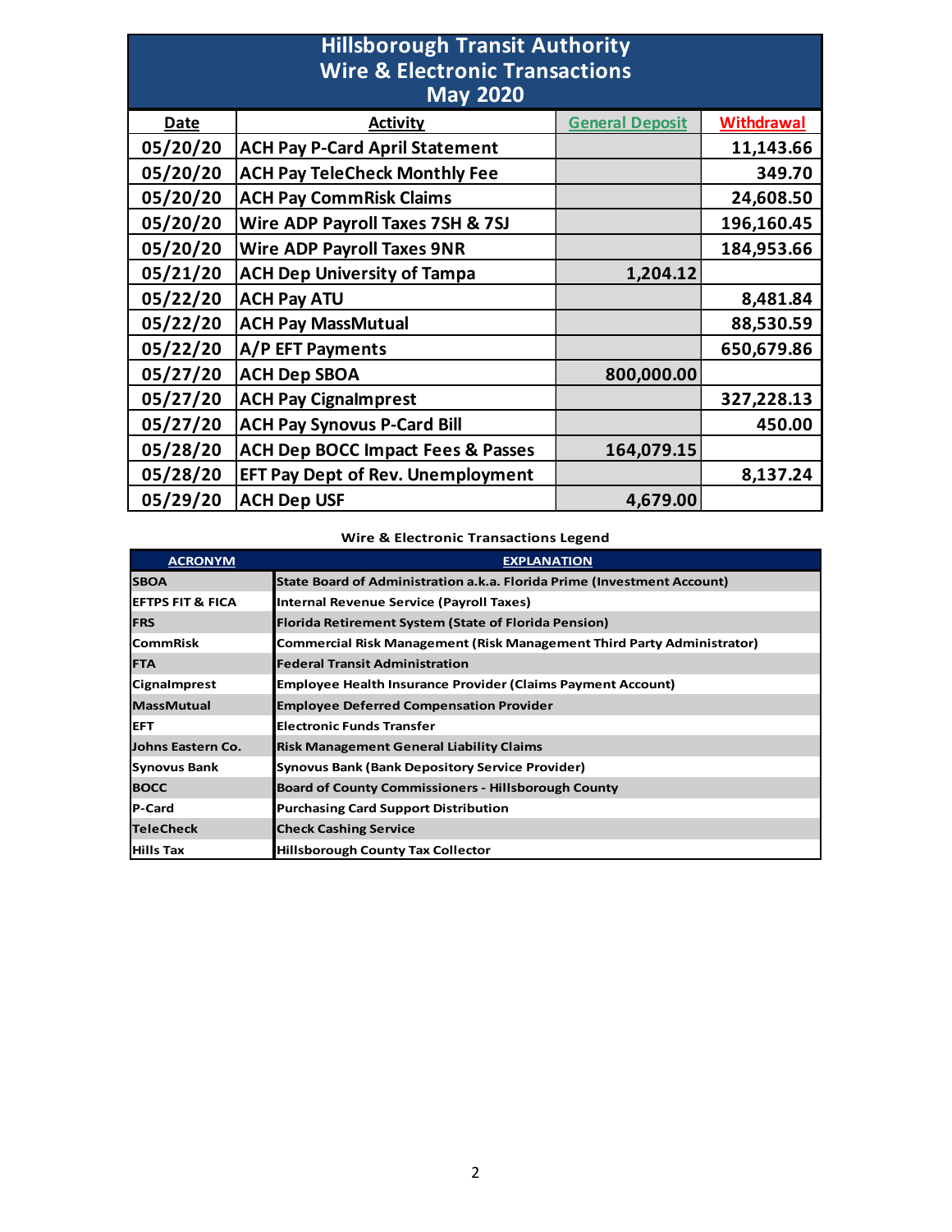# Hillsborough Transit Authority
## Wire & Electronic Transactions
## May 2020

| Date | Activity | General Deposit | Withdrawal |
|---|---|---|---|
| 05/20/20 | ACH Pay P-Card April Statement | | 11,143.66 |
| 05/20/20 | ACH Pay TeleCheck Monthly Fee | | 349.70 |
| 05/20/20 | ACH Pay CommRisk Claims | | 24,608.50 |
| 05/20/20 | Wire ADP Payroll Taxes 7SH & 7SJ | | 196,160.45 |
| 05/20/20 | Wire ADP Payroll Taxes 9NR | | 184,953.66 |
| 05/21/20 | ACH Dep University of Tampa | 1,204.12 | |
| 05/22/20 | ACH Pay ATU | | 8,481.84 |
| 05/22/20 | ACH Pay MassMutual | | 88,530.59 |
| 05/22/20 | A/P EFT Payments | | 650,679.86 |
| 05/27/20 | ACH Dep SBOA | 800,000.00 | |
| 05/27/20 | ACH Pay CignaImprest | | 327,228.13 |
| 05/27/20 | ACH Pay Synovus P-Card Bill | | 450.00 |
| 05/28/20 | ACH Dep BOCC Impact Fees & Passes | 164,079.15 | |
| 05/28/20 | EFT Pay Dept of Rev. Unemployment | | 8,137.24 |
| 05/29/20 | ACH Dep USF | 4,679.00 | |

**Wire & Electronic Transactions Legend**

| ACRONYM | EXPLANATION |
|---|---|
| SBOA | State Board of Administration a.k.a. Florida Prime (Investment Account) |
| EFTPS FIT & FICA | Internal Revenue Service (Payroll Taxes) |
| FRS | Florida Retirement System (State of Florida Pension) |
| CommRisk | Commercial Risk Management (Risk Management Third Party Administrator) |
| FTA | Federal Transit Administration |
| CignaImprest | Employee Health Insurance Provider (Claims Payment Account) |
| MassMutual | Employee Deferred Compensation Provider |
| EFT | Electronic Funds Transfer |
| Johns Eastern Co. | Risk Management General Liability Claims |
| Synovus Bank | Synovus Bank (Bank Depository Service Provider) |
| BOCC | Board of County Commissioners - Hillsborough County |
| P-Card | Purchasing Card Support Distribution |
| TeleCheck | Check Cashing Service |
| Hills Tax | Hillsborough County Tax Collector |